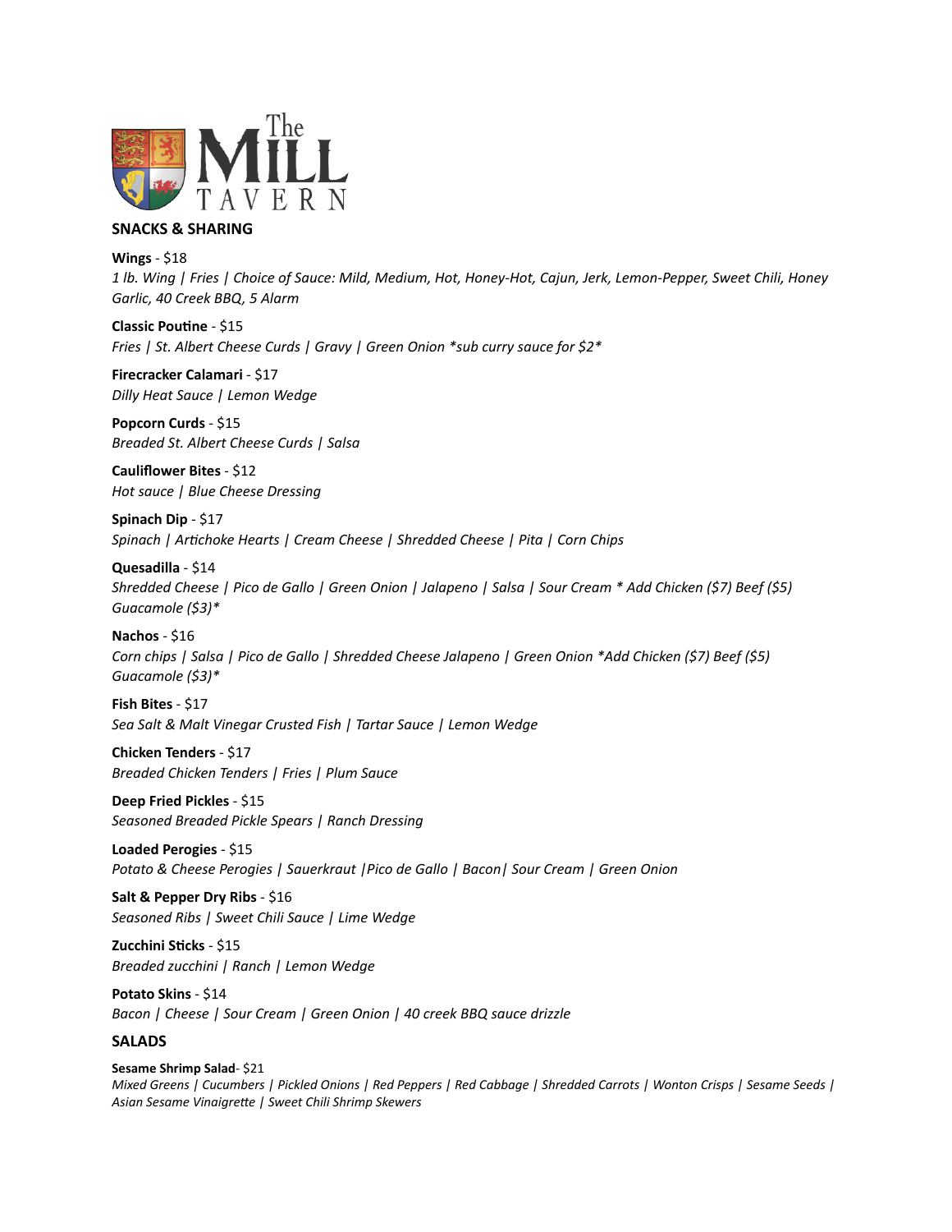# The MILL TAVERN

## SNACKS & SHARING

**Wings** - $18
*1 lb. Wing | Fries | Choice of Sauce: Mild, Medium, Hot, Honey-Hot, Cajun, Jerk, Lemon-Pepper, Sweet Chili, Honey Garlic, 40 Creek BBQ, 5 Alarm*

**Classic Poutine** - $15
*Fries | St. Albert Cheese Curds | Gravy | Green Onion *sub curry sauce for $2**

**Firecracker Calamari** - $17
*Dilly Heat Sauce | Lemon Wedge*

**Popcorn Curds** - $15
*Breaded St. Albert Cheese Curds | Salsa*

**Cauliflower Bites** - $12
*Hot sauce | Blue Cheese Dressing*

**Spinach Dip** - $17
*Spinach | Artichoke Hearts | Cream Cheese | Shredded Cheese | Pita | Corn Chips*

**Quesadilla** - $14
*Shredded Cheese | Pico de Gallo | Green Onion | Jalapeno | Salsa | Sour Cream * Add Chicken ($7) Beef ($5) Guacamole ($3)**

**Nachos** - $16
*Corn chips | Salsa | Pico de Gallo | Shredded Cheese Jalapeno | Green Onion *Add Chicken ($7) Beef ($5) Guacamole ($3)**

**Fish Bites** - $17
*Sea Salt & Malt Vinegar Crusted Fish | Tartar Sauce | Lemon Wedge*

**Chicken Tenders** - $17
*Breaded Chicken Tenders | Fries | Plum Sauce*

**Deep Fried Pickles** - $15
*Seasoned Breaded Pickle Spears | Ranch Dressing*

**Loaded Perogies** - $15
*Potato & Cheese Perogies | Sauerkraut |Pico de Gallo | Bacon| Sour Cream | Green Onion*

**Salt & Pepper Dry Ribs** - $16
*Seasoned Ribs | Sweet Chili Sauce | Lime Wedge*

**Zucchini Sticks** - $15
*Breaded zucchini | Ranch | Lemon Wedge*

**Potato Skins** - $14
*Bacon | Cheese | Sour Cream | Green Onion | 40 creek BBQ sauce drizzle*

## SALADS

**Sesame Shrimp Salad**- $21
*Mixed Greens | Cucumbers | Pickled Onions | Red Peppers | Red Cabbage | Shredded Carrots | Wonton Crisps | Sesame Seeds | Asian Sesame Vinaigrette | Sweet Chili Shrimp Skewers*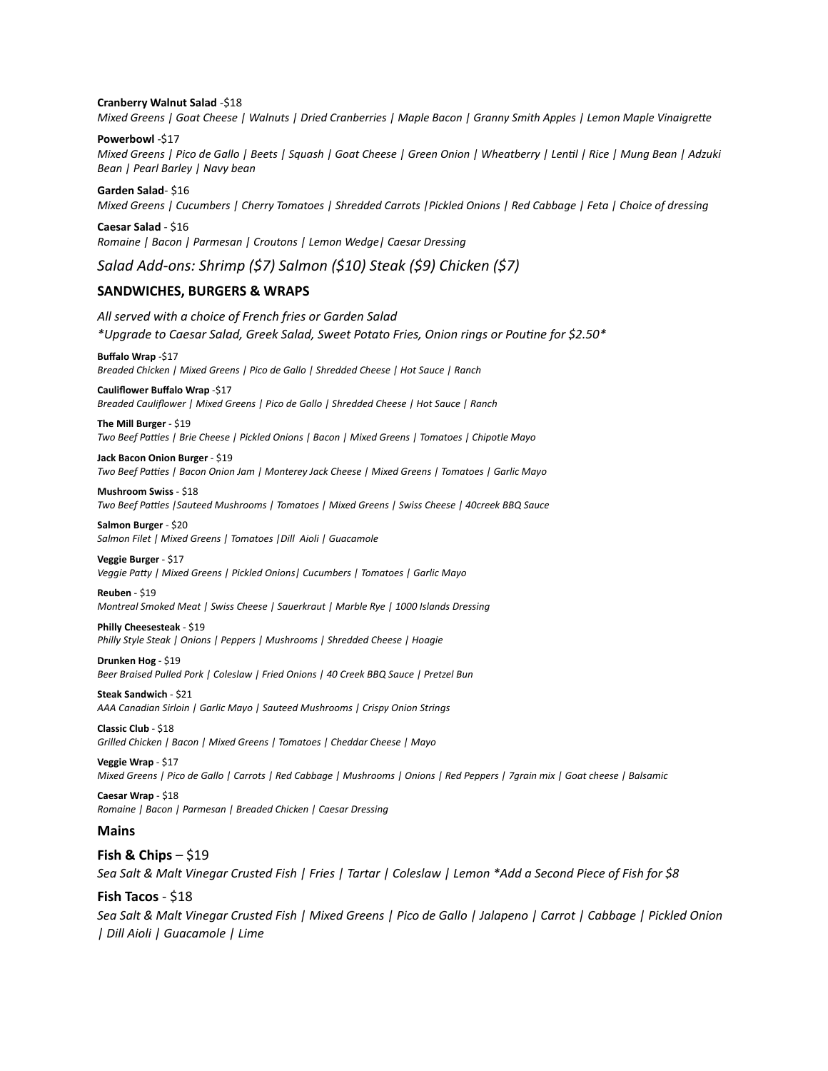**Cranberry Walnut Salad** -$18
*Mixed Greens | Goat Cheese | Walnuts | Dried Cranberries | Maple Bacon | Granny Smith Apples | Lemon Maple Vinaigrette*

**Powerbowl** -$17
*Mixed Greens | Pico de Gallo | Beets | Squash | Goat Cheese | Green Onion | Wheatberry | Lentil | Rice | Mung Bean | Adzuki Bean | Pearl Barley | Navy bean*

**Garden Salad**- $16
*Mixed Greens | Cucumbers | Cherry Tomatoes | Shredded Carrots |Pickled Onions | Red Cabbage | Feta | Choice of dressing*

**Caesar Salad** - $16
*Romaine | Bacon | Parmesan | Croutons | Lemon Wedge| Caesar Dressing*

*Salad Add-ons: Shrimp ($7) Salmon ($10) Steak ($9) Chicken ($7)*

## SANDWICHES, BURGERS & WRAPS

*All served with a choice of French fries or Garden Salad*
*\*Upgrade to Caesar Salad, Greek Salad, Sweet Potato Fries, Onion rings or Poutine for $2.50\**

**Buffalo Wrap** -$17
*Breaded Chicken | Mixed Greens | Pico de Gallo | Shredded Cheese | Hot Sauce | Ranch*

**Cauliflower Buffalo Wrap** -$17
*Breaded Cauliflower | Mixed Greens | Pico de Gallo | Shredded Cheese | Hot Sauce | Ranch*

**The Mill Burger** - $19
*Two Beef Patties | Brie Cheese | Pickled Onions | Bacon | Mixed Greens | Tomatoes | Chipotle Mayo*

**Jack Bacon Onion Burger** - $19
*Two Beef Patties | Bacon Onion Jam | Monterey Jack Cheese | Mixed Greens | Tomatoes | Garlic Mayo*

**Mushroom Swiss** - $18
*Two Beef Patties |Sauteed Mushrooms | Tomatoes | Mixed Greens | Swiss Cheese | 40creek BBQ Sauce*

**Salmon Burger** - $20
*Salmon Filet | Mixed Greens | Tomatoes |Dill Aioli | Guacamole*

**Veggie Burger** - $17
*Veggie Patty | Mixed Greens | Pickled Onions| Cucumbers | Tomatoes | Garlic Mayo*

**Reuben** - $19
*Montreal Smoked Meat | Swiss Cheese | Sauerkraut | Marble Rye | 1000 Islands Dressing*

**Philly Cheesesteak** - $19
*Philly Style Steak | Onions | Peppers | Mushrooms | Shredded Cheese | Hoagie*

**Drunken Hog** - $19
*Beer Braised Pulled Pork | Coleslaw | Fried Onions | 40 Creek BBQ Sauce | Pretzel Bun*

**Steak Sandwich** - $21
*AAA Canadian Sirloin | Garlic Mayo | Sauteed Mushrooms | Crispy Onion Strings*

**Classic Club** - $18
*Grilled Chicken | Bacon | Mixed Greens | Tomatoes | Cheddar Cheese | Mayo*

**Veggie Wrap** - $17
*Mixed Greens | Pico de Gallo | Carrots | Red Cabbage | Mushrooms | Onions | Red Peppers | 7grain mix | Goat cheese | Balsamic*

**Caesar Wrap** - $18
*Romaine | Bacon | Parmesan | Breaded Chicken | Caesar Dressing*

## Mains

**Fish & Chips** – $19
*Sea Salt & Malt Vinegar Crusted Fish | Fries | Tartar | Coleslaw | Lemon \*Add a Second Piece of Fish for $8*

**Fish Tacos** - $18
*Sea Salt & Malt Vinegar Crusted Fish | Mixed Greens | Pico de Gallo | Jalapeno | Carrot | Cabbage | Pickled Onion | Dill Aioli | Guacamole | Lime*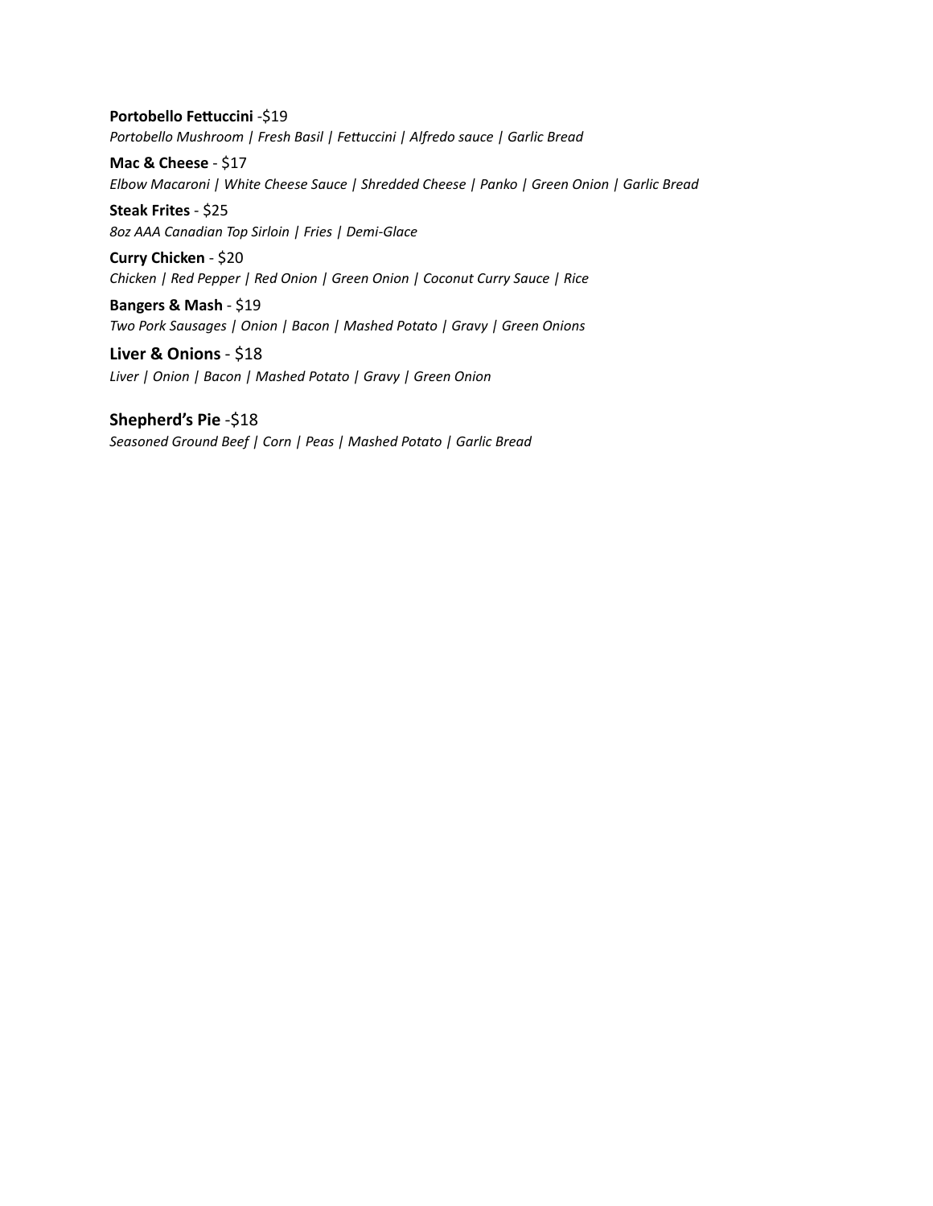**Portobello Fettuccini** -$19
*Portobello Mushroom | Fresh Basil | Fettuccini | Alfredo sauce | Garlic Bread*

**Mac & Cheese** - $17
*Elbow Macaroni | White Cheese Sauce | Shredded Cheese | Panko | Green Onion | Garlic Bread*

**Steak Frites** - $25
*8oz AAA Canadian Top Sirloin | Fries | Demi-Glace*

**Curry Chicken** - $20
*Chicken | Red Pepper | Red Onion | Green Onion | Coconut Curry Sauce | Rice*

**Bangers & Mash** - $19
*Two Pork Sausages | Onion | Bacon | Mashed Potato | Gravy | Green Onions*

**Liver & Onions** - $18
*Liver | Onion | Bacon | Mashed Potato | Gravy | Green Onion*

**Shepherd's Pie** -$18
*Seasoned Ground Beef | Corn | Peas | Mashed Potato | Garlic Bread*